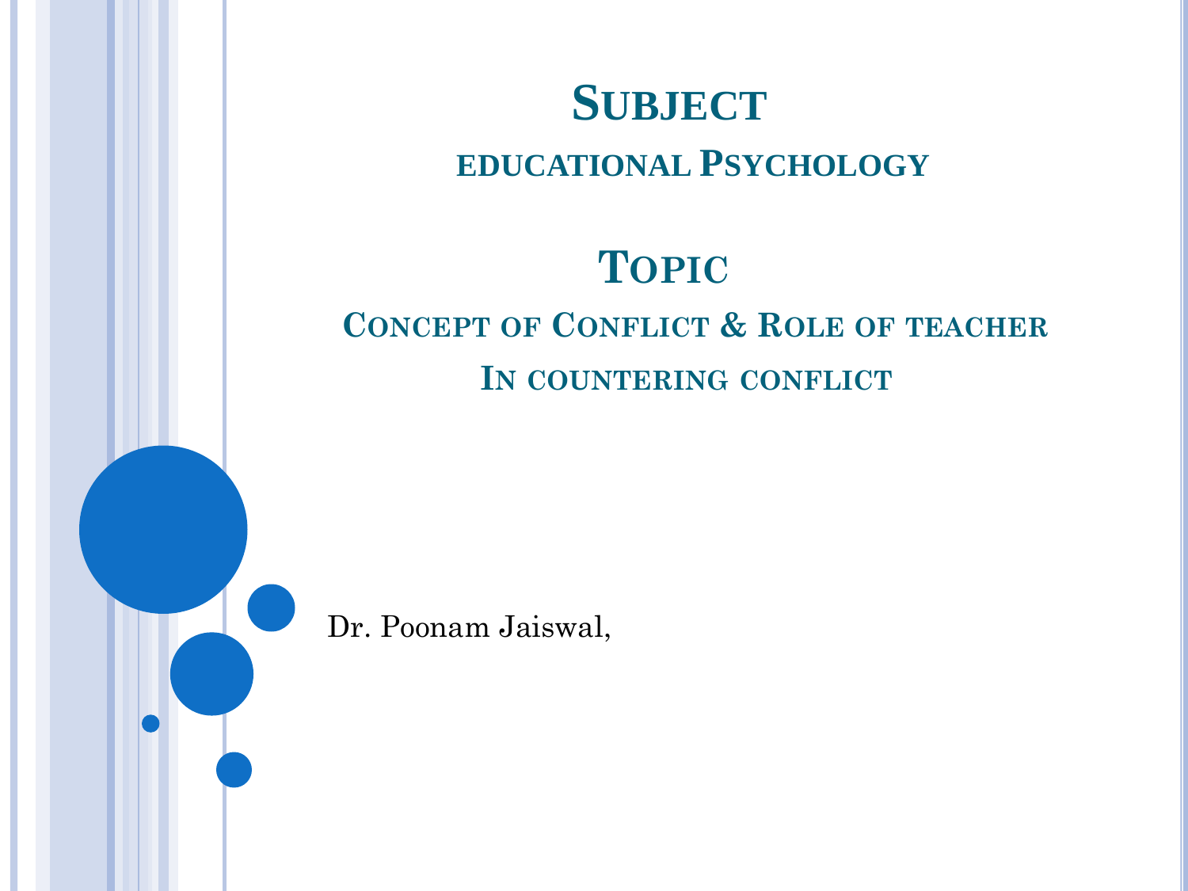# Subject

## educational Psychology

# Topic

## Concept of Conflict & Role of teacher In countering conflict

Dr. Poonam Jaiswal,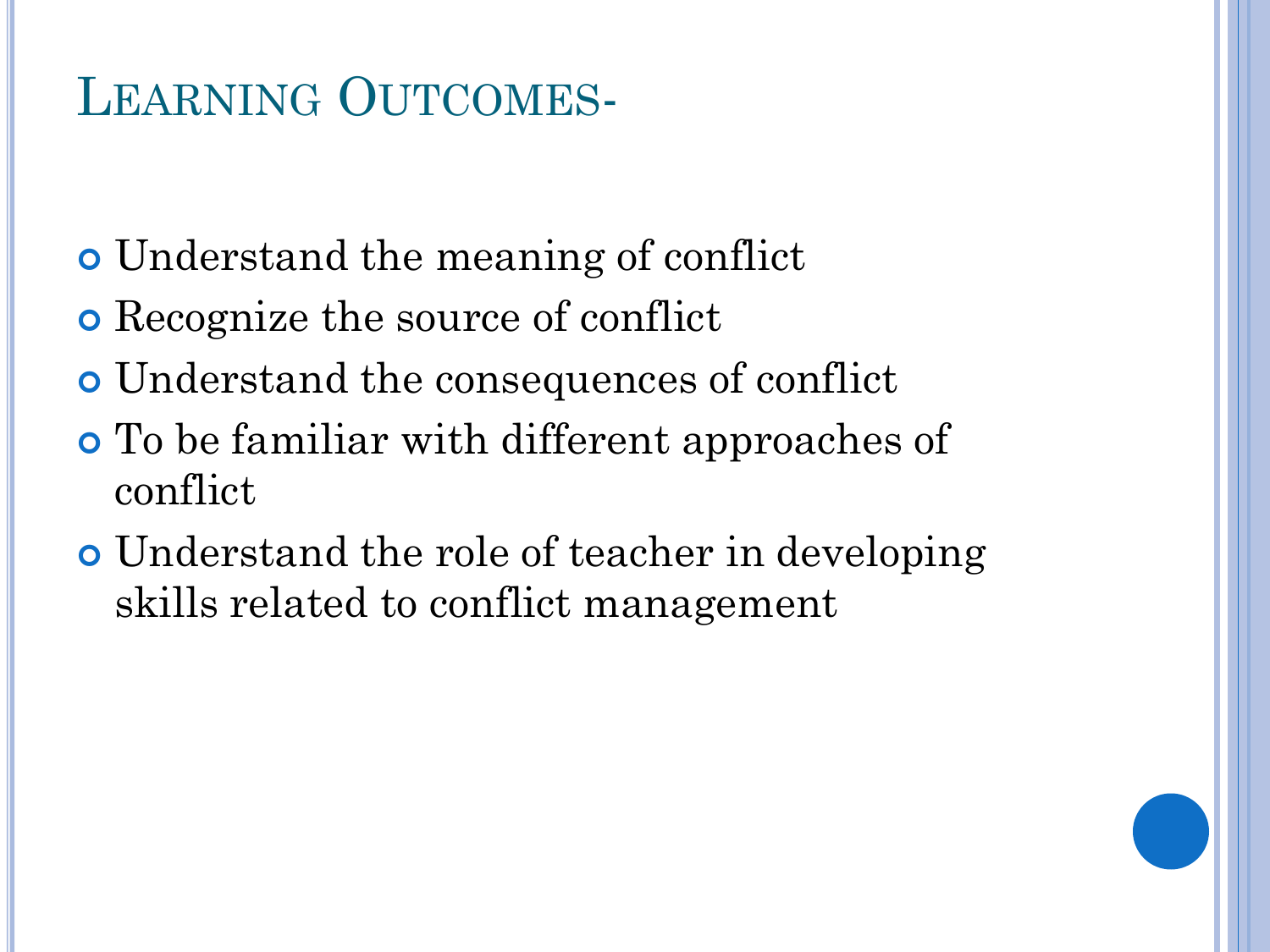# Learning Outcomes-

- Understand the meaning of conflict
- Recognize the source of conflict
- Understand the consequences of conflict
- To be familiar with different approaches of conflict
- Understand the role of teacher in developing skills related to conflict management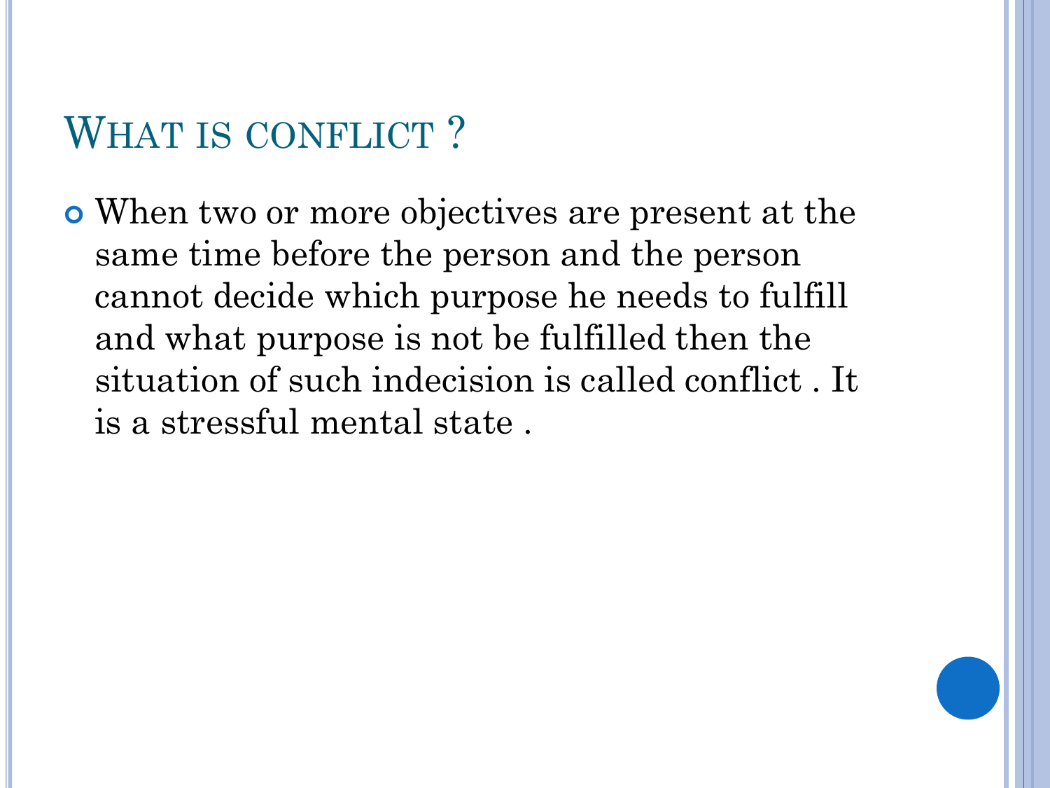# What is conflict ?

- When two or more objectives are present at the same time before the person and the person cannot decide which purpose he needs to fulfill and what purpose is not be fulfilled then the situation of such indecision is called conflict . It is a stressful mental state .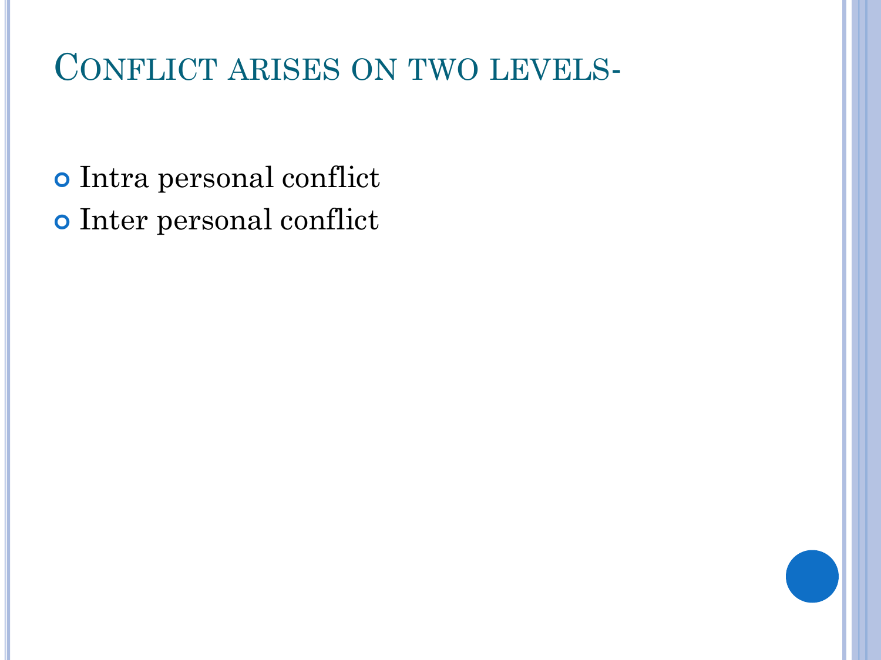# Conflict arises on two levels-

- Intra personal conflict
- Inter personal conflict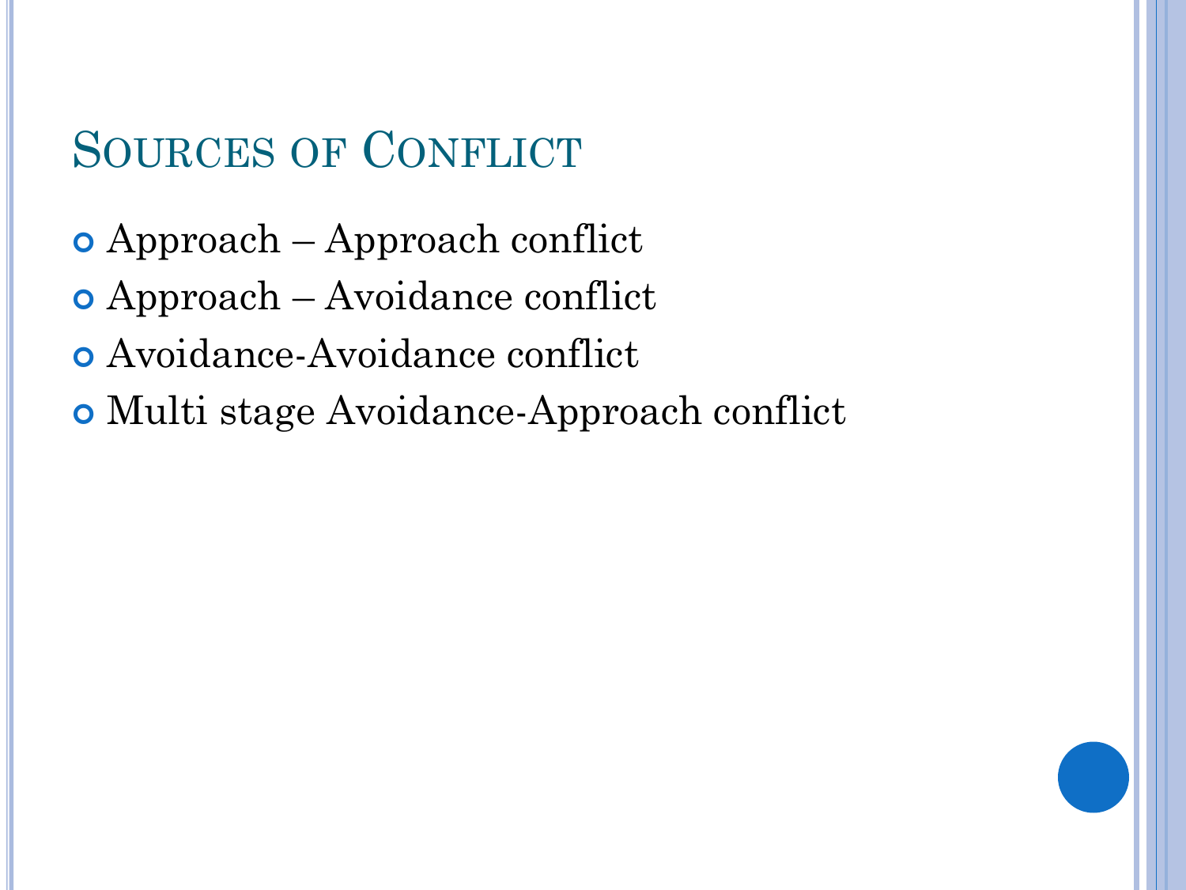# Sources of Conflict

- Approach – Approach conflict
- Approach – Avoidance conflict
- Avoidance-Avoidance conflict
- Multi stage Avoidance-Approach conflict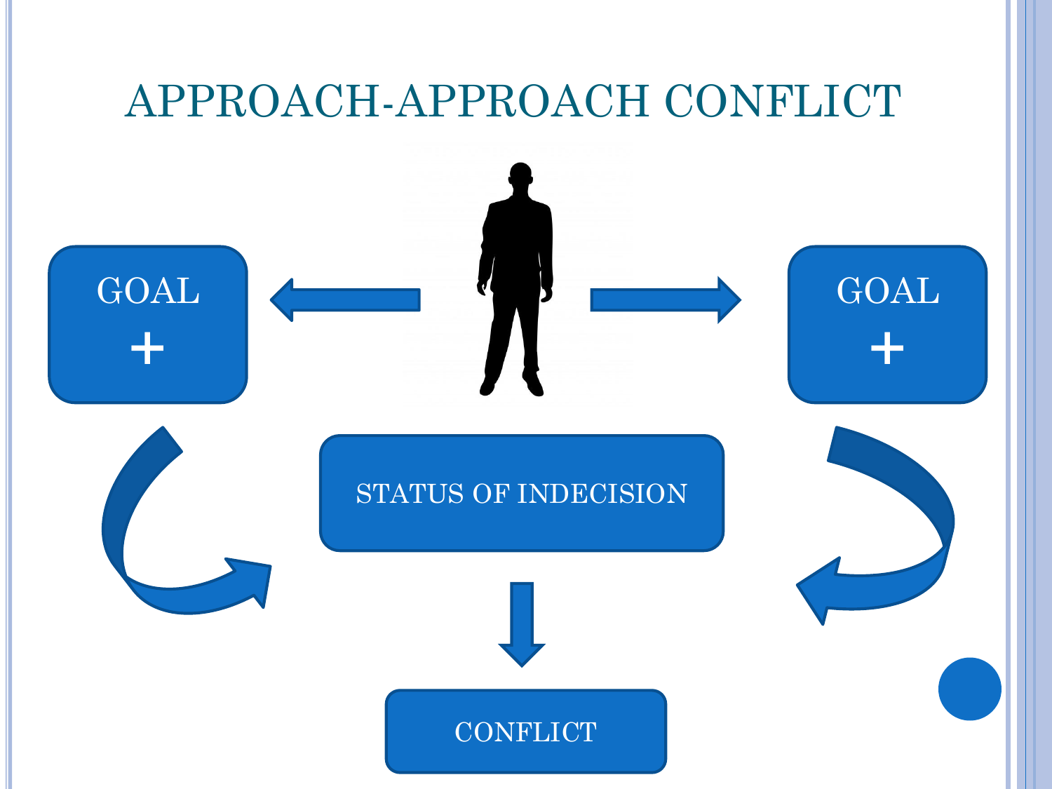# APPROACH-APPROACH CONFLICT

GOAL +

GOAL +

STATUS OF INDECISION

CONFLICT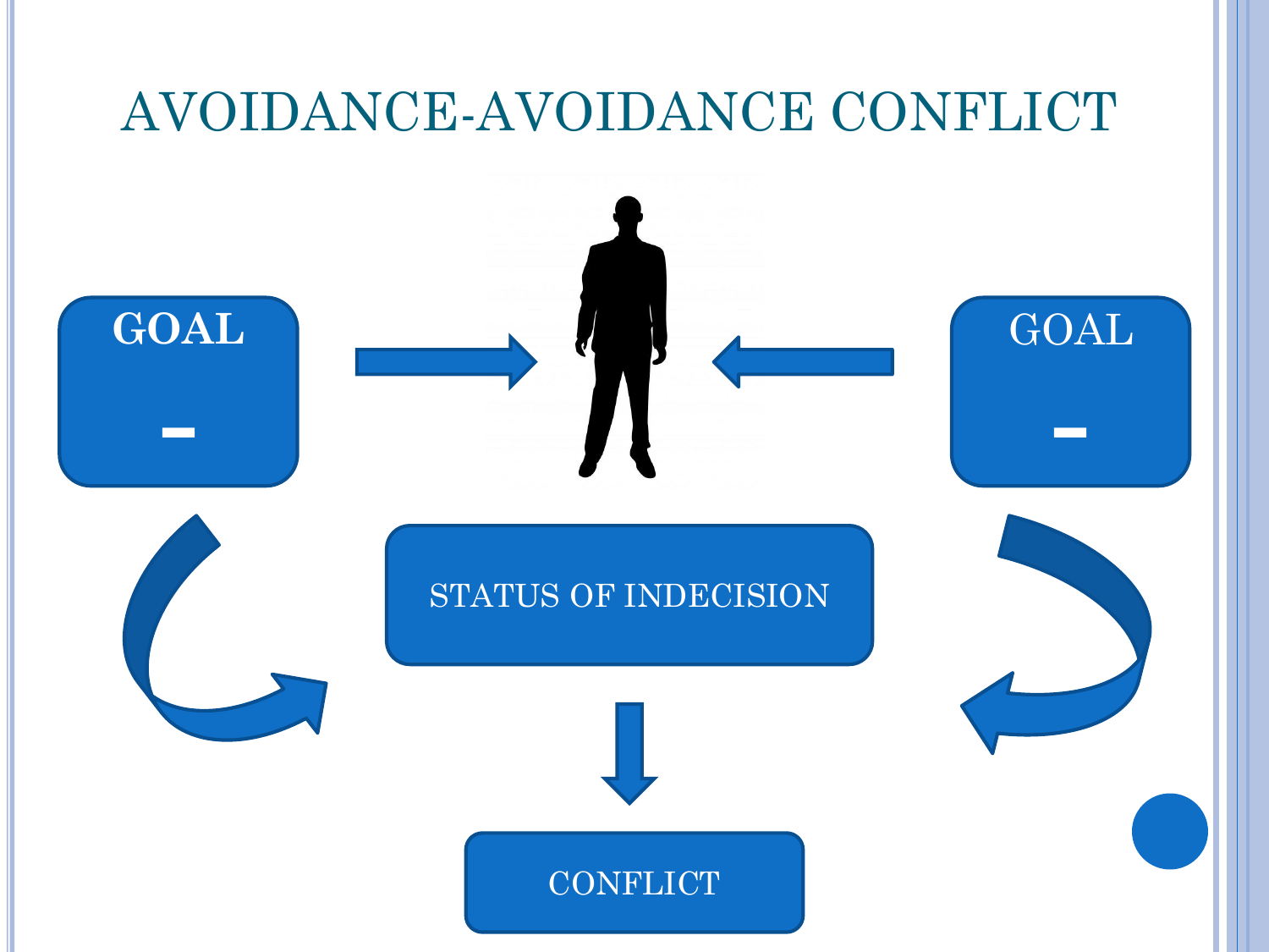# AVOIDANCE-AVOIDANCE CONFLICT

GOAL

–

GOAL

–

STATUS OF INDECISION

CONFLICT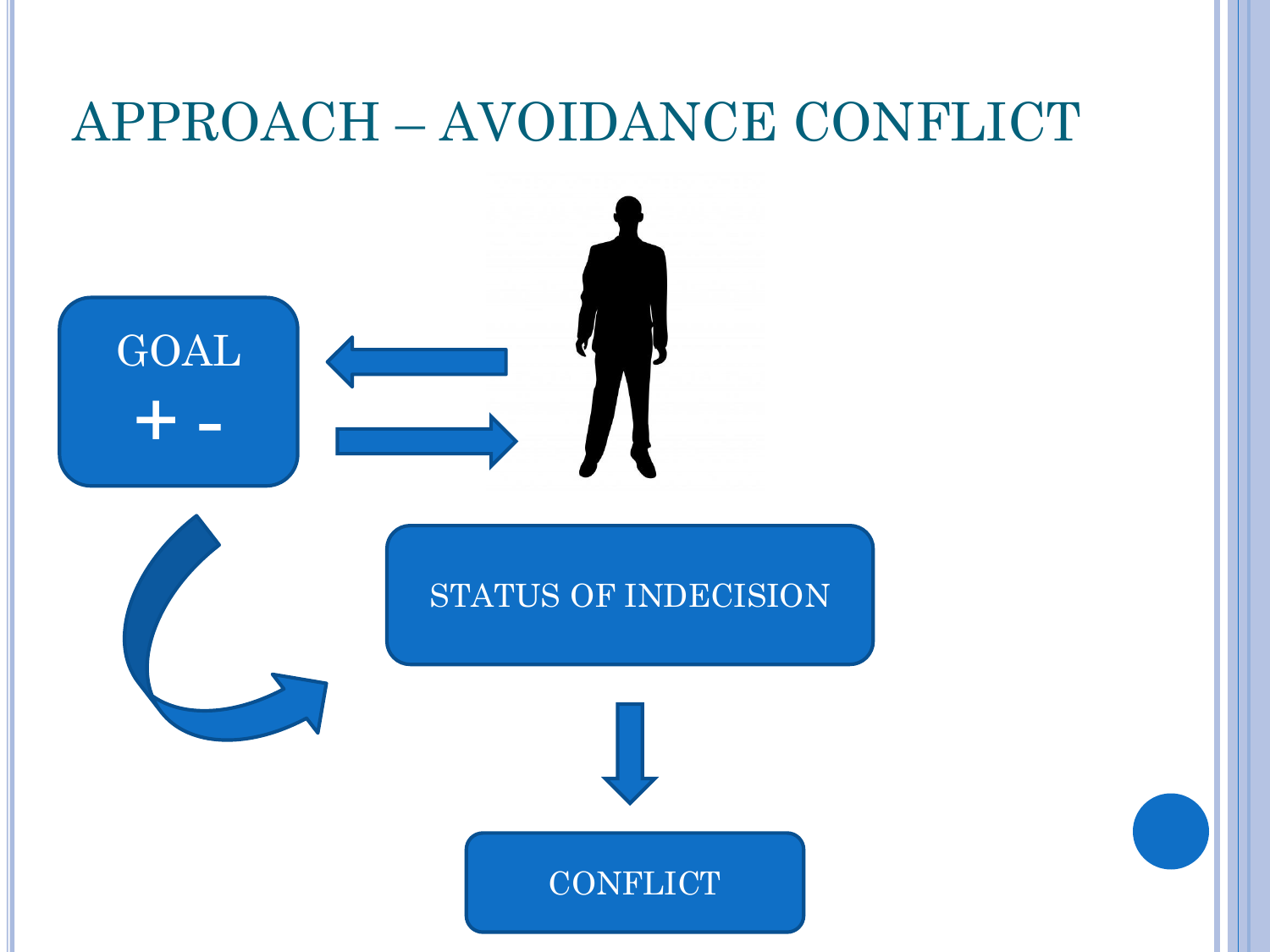# APPROACH – AVOIDANCE CONFLICT

GOAL

+ -

STATUS OF INDECISION

CONFLICT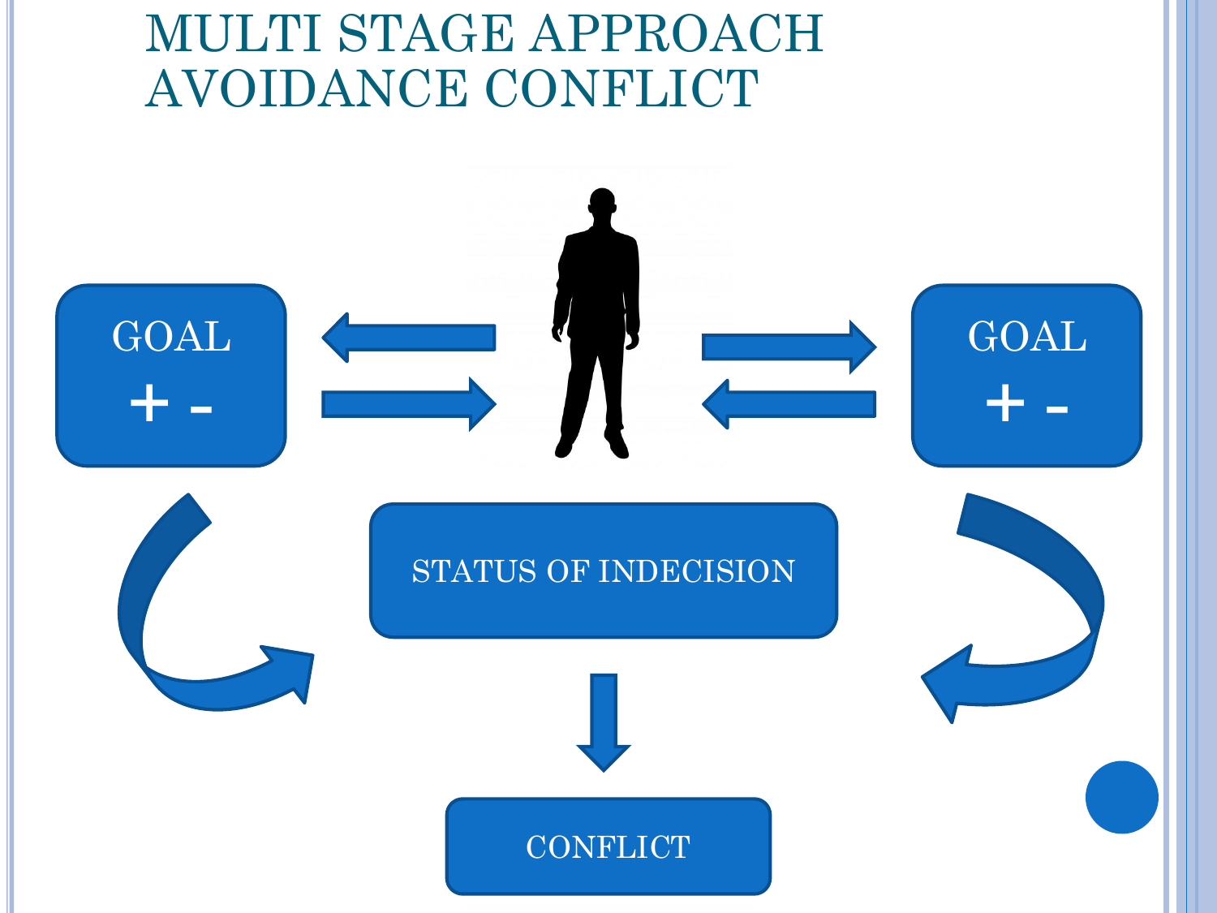# MULTI STAGE APPROACH AVOIDANCE CONFLICT

GOAL

\+ -

GOAL

\+ -

STATUS OF INDECISION

CONFLICT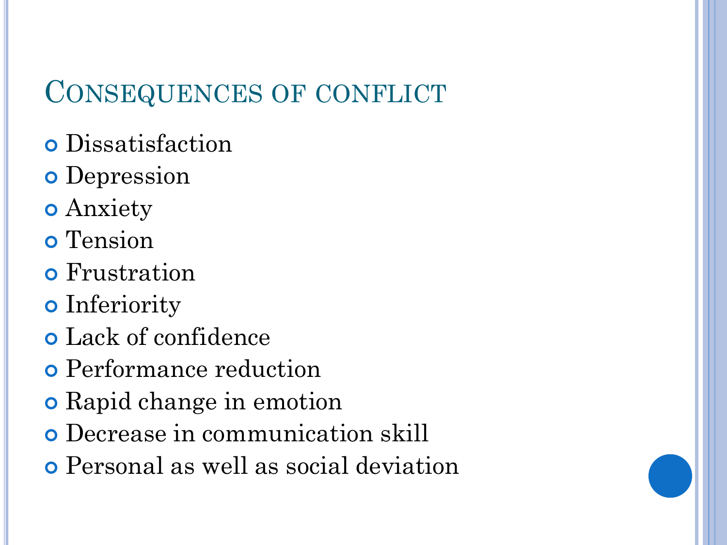## Consequences of conflict

- Dissatisfaction
- Depression
- Anxiety
- Tension
- Frustration
- Inferiority
- Lack of confidence
- Performance reduction
- Rapid change in emotion
- Decrease in communication skill
- Personal as well as social deviation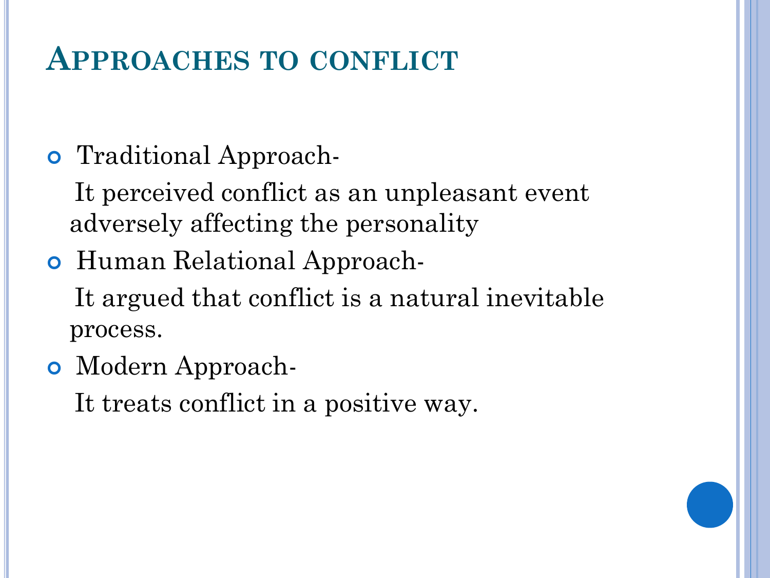# Approaches to conflict

- Traditional Approach-

  It perceived conflict as an unpleasant event adversely affecting the personality

- Human Relational Approach-

  It argued that conflict is a natural inevitable process.

- Modern Approach-

  It treats conflict in a positive way.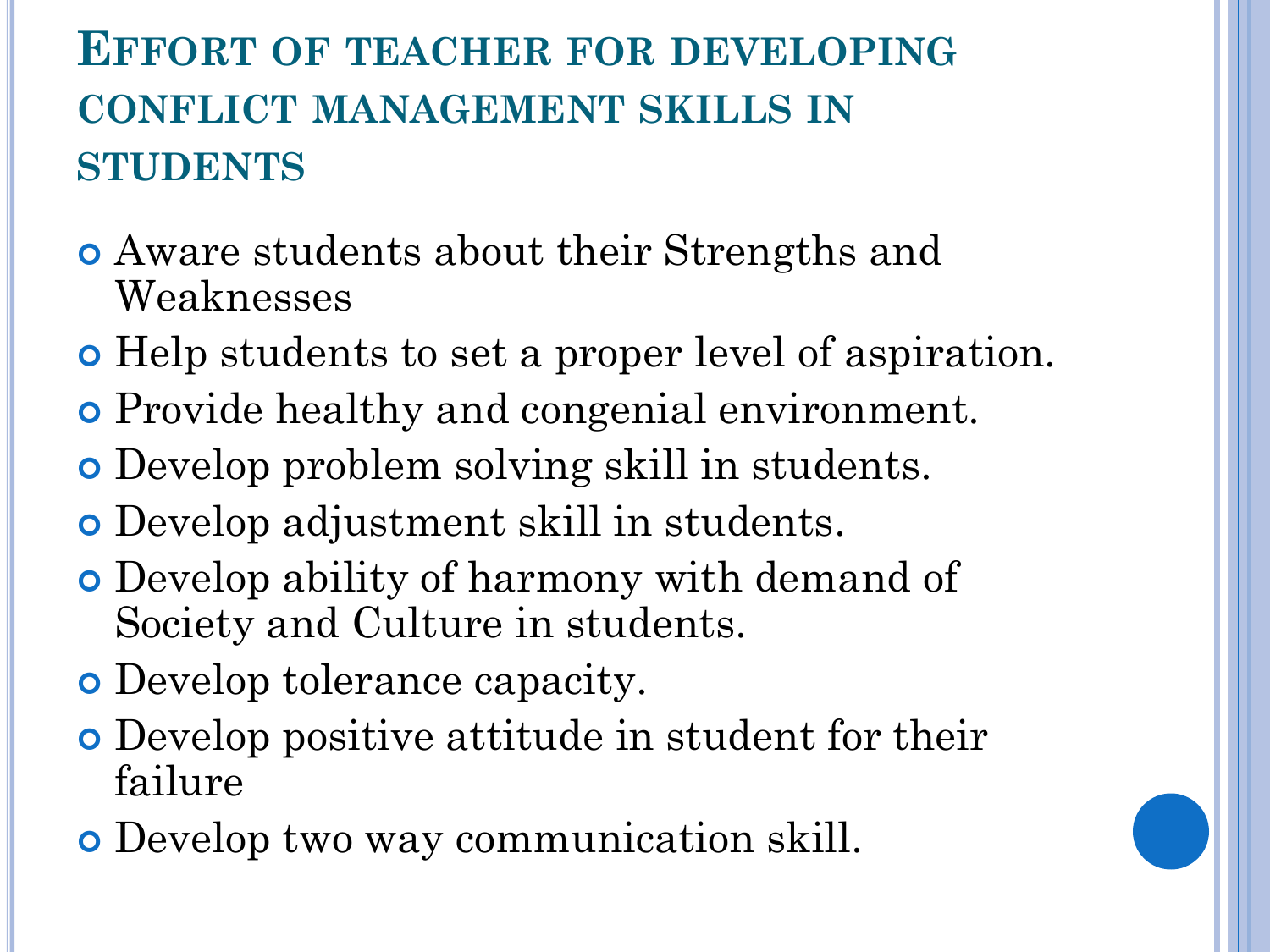# Effort of teacher for developing conflict management skills in students

- Aware students about their Strengths and Weaknesses
- Help students to set a proper level of aspiration.
- Provide healthy and congenial environment.
- Develop problem solving skill in students.
- Develop adjustment skill in students.
- Develop ability of harmony with demand of Society and Culture in students.
- Develop tolerance capacity.
- Develop positive attitude in student for their failure
- Develop two way communication skill.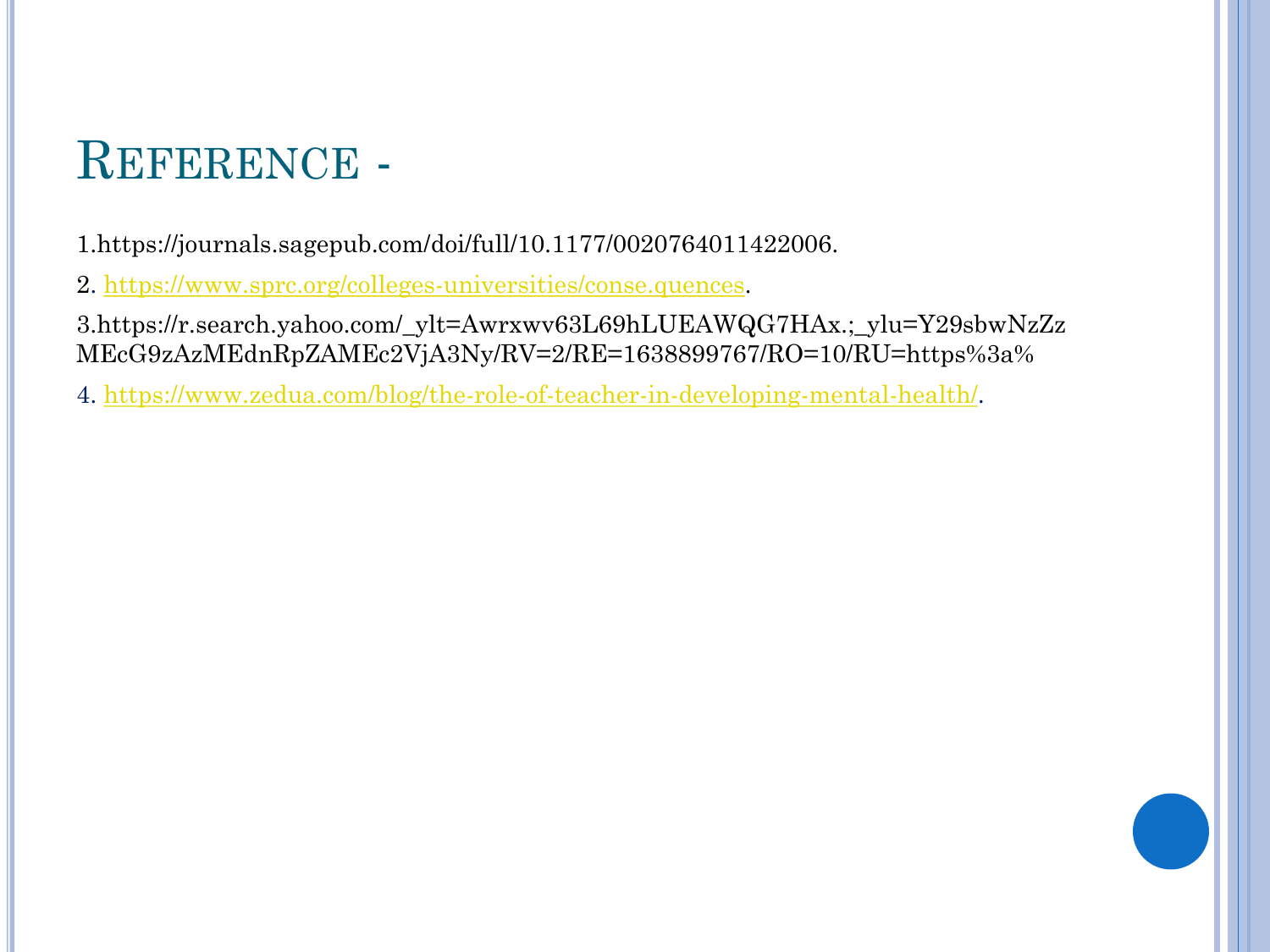# Reference -

1.https://journals.sagepub.com/doi/full/10.1177/0020764011422006.

2. https://www.sprc.org/colleges-universities/conse.quences.

3.https://r.search.yahoo.com/_ylt=Awrxwv63L69hLUEAWQG7HAx.;_ylu=Y29sbwNzZzMEcG9zAzMEdnRpZAMEc2VjA3Ny/RV=2/RE=1638899767/RO=10/RU=https%3a%

4. https://www.zedua.com/blog/the-role-of-teacher-in-developing-mental-health/.